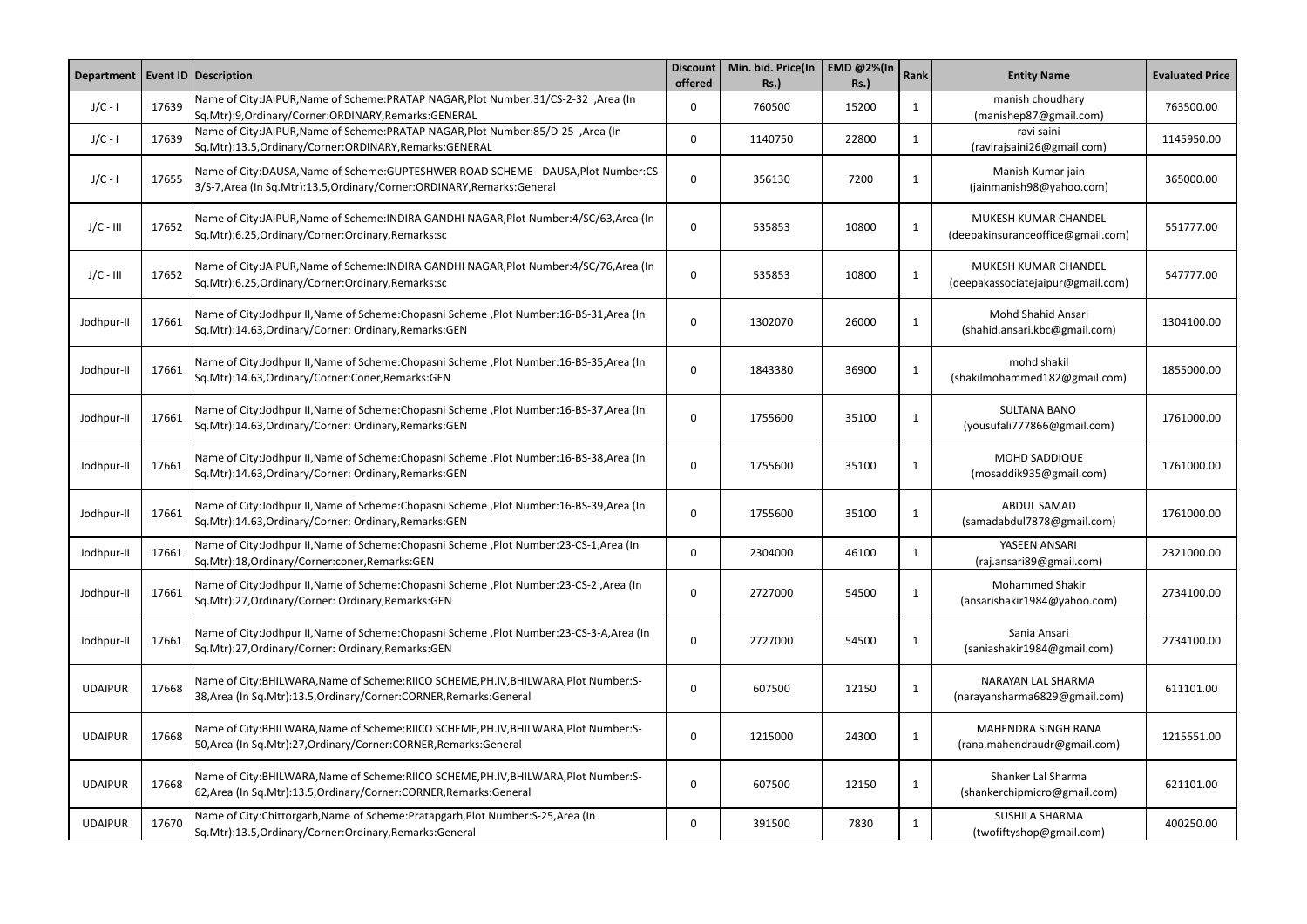| Department | Event ID | Description | Discount offered | Min. bid. Price(In Rs.) | EMD @2%(In Rs.) | Rank | Entity Name | Evaluated Price |
|---|---|---|---|---|---|---|---|---|
| J/C - I | 17639 | Name of City:JAIPUR,Name of Scheme:PRATAP NAGAR,Plot Number:31/CS-2-32 ,Area (In Sq.Mtr):9,Ordinary/Corner:ORDINARY,Remarks:GENERAL | 0 | 760500 | 15200 | 1 | manish choudhary (manishep87@gmail.com) | 763500.00 |
| J/C - I | 17639 | Name of City:JAIPUR,Name of Scheme:PRATAP NAGAR,Plot Number:85/D-25 ,Area (In Sq.Mtr):13.5,Ordinary/Corner:ORDINARY,Remarks:GENERAL | 0 | 1140750 | 22800 | 1 | ravi saini (ravirajsaini26@gmail.com) | 1145950.00 |
| J/C - I | 17655 | Name of City:DAUSA,Name of Scheme:GUPTESHWER ROAD SCHEME - DAUSA,Plot Number:CS-3/S-7,Area (In Sq.Mtr):13.5,Ordinary/Corner:ORDINARY,Remarks:General | 0 | 356130 | 7200 | 1 | Manish Kumar jain (jainmanish98@yahoo.com) | 365000.00 |
| J/C - III | 17652 | Name of City:JAIPUR,Name of Scheme:INDIRA GANDHI NAGAR,Plot Number:4/SC/63,Area (In Sq.Mtr):6.25,Ordinary/Corner:Ordinary,Remarks:sc | 0 | 535853 | 10800 | 1 | MUKESH KUMAR CHANDEL (deepakinsuranceoffice@gmail.com) | 551777.00 |
| J/C - III | 17652 | Name of City:JAIPUR,Name of Scheme:INDIRA GANDHI NAGAR,Plot Number:4/SC/76,Area (In Sq.Mtr):6.25,Ordinary/Corner:Ordinary,Remarks:sc | 0 | 535853 | 10800 | 1 | MUKESH KUMAR CHANDEL (deepakassociatejaipur@gmail.com) | 547777.00 |
| Jodhpur-II | 17661 | Name of City:Jodhpur II,Name of Scheme:Chopasni Scheme ,Plot Number:16-BS-31,Area (In Sq.Mtr):14.63,Ordinary/Corner: Ordinary,Remarks:GEN | 0 | 1302070 | 26000 | 1 | Mohd Shahid Ansari (shahid.ansari.kbc@gmail.com) | 1304100.00 |
| Jodhpur-II | 17661 | Name of City:Jodhpur II,Name of Scheme:Chopasni Scheme ,Plot Number:16-BS-35,Area (In Sq.Mtr):14.63,Ordinary/Corner:Coner,Remarks:GEN | 0 | 1843380 | 36900 | 1 | mohd shakil (shakilmohammed182@gmail.com) | 1855000.00 |
| Jodhpur-II | 17661 | Name of City:Jodhpur II,Name of Scheme:Chopasni Scheme ,Plot Number:16-BS-37,Area (In Sq.Mtr):14.63,Ordinary/Corner: Ordinary,Remarks:GEN | 0 | 1755600 | 35100 | 1 | SULTANA BANO (yousufali777866@gmail.com) | 1761000.00 |
| Jodhpur-II | 17661 | Name of City:Jodhpur II,Name of Scheme:Chopasni Scheme ,Plot Number:16-BS-38,Area (In Sq.Mtr):14.63,Ordinary/Corner: Ordinary,Remarks:GEN | 0 | 1755600 | 35100 | 1 | MOHD SADDIQUE (mosaddik935@gmail.com) | 1761000.00 |
| Jodhpur-II | 17661 | Name of City:Jodhpur II,Name of Scheme:Chopasni Scheme ,Plot Number:16-BS-39,Area (In Sq.Mtr):14.63,Ordinary/Corner: Ordinary,Remarks:GEN | 0 | 1755600 | 35100 | 1 | ABDUL SAMAD (samadabdul7878@gmail.com) | 1761000.00 |
| Jodhpur-II | 17661 | Name of City:Jodhpur II,Name of Scheme:Chopasni Scheme ,Plot Number:23-CS-1,Area (In Sq.Mtr):18,Ordinary/Corner:coner,Remarks:GEN | 0 | 2304000 | 46100 | 1 | YASEEN ANSARI (raj.ansari89@gmail.com) | 2321000.00 |
| Jodhpur-II | 17661 | Name of City:Jodhpur II,Name of Scheme:Chopasni Scheme ,Plot Number:23-CS-2 ,Area (In Sq.Mtr):27,Ordinary/Corner: Ordinary,Remarks:GEN | 0 | 2727000 | 54500 | 1 | Mohammed Shakir (ansarishakir1984@yahoo.com) | 2734100.00 |
| Jodhpur-II | 17661 | Name of City:Jodhpur II,Name of Scheme:Chopasni Scheme ,Plot Number:23-CS-3-A,Area (In Sq.Mtr):27,Ordinary/Corner: Ordinary,Remarks:GEN | 0 | 2727000 | 54500 | 1 | Sania Ansari (saniashakir1984@gmail.com) | 2734100.00 |
| UDAIPUR | 17668 | Name of City:BHILWARA,Name of Scheme:RIICO SCHEME,PH.IV,BHILWARA,Plot Number:S-38,Area (In Sq.Mtr):13.5,Ordinary/Corner:CORNER,Remarks:General | 0 | 607500 | 12150 | 1 | NARAYAN LAL SHARMA (narayansharma6829@gmail.com) | 611101.00 |
| UDAIPUR | 17668 | Name of City:BHILWARA,Name of Scheme:RIICO SCHEME,PH.IV,BHILWARA,Plot Number:S-50,Area (In Sq.Mtr):27,Ordinary/Corner:CORNER,Remarks:General | 0 | 1215000 | 24300 | 1 | MAHENDRA SINGH RANA (rana.mahendraudr@gmail.com) | 1215551.00 |
| UDAIPUR | 17668 | Name of City:BHILWARA,Name of Scheme:RIICO SCHEME,PH.IV,BHILWARA,Plot Number:S-62,Area (In Sq.Mtr):13.5,Ordinary/Corner:CORNER,Remarks:General | 0 | 607500 | 12150 | 1 | Shanker Lal Sharma (shankerchipmicro@gmail.com) | 621101.00 |
| UDAIPUR | 17670 | Name of City:Chittorgarh,Name of Scheme:Pratapgarh,Plot Number:S-25,Area (In Sq.Mtr):13.5,Ordinary/Corner:Ordinary,Remarks:General | 0 | 391500 | 7830 | 1 | SUSHILA SHARMA (twofiftyshop@gmail.com) | 400250.00 |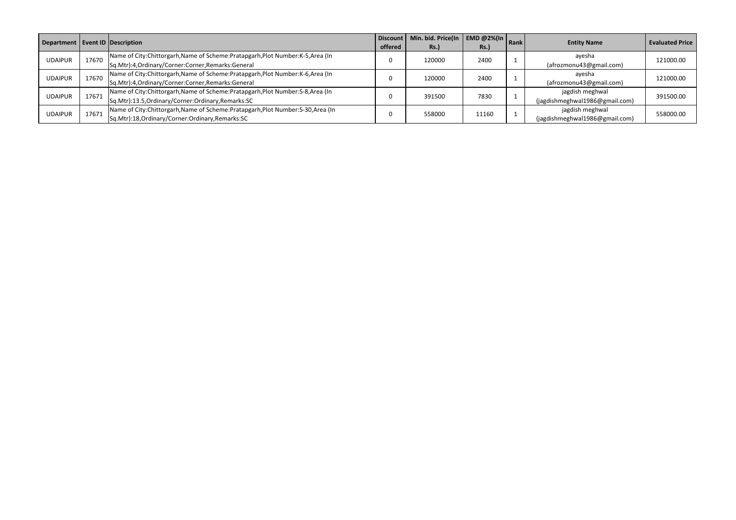| Department | Event ID | Description | Discount offered | Min. bid. Price(In Rs.) | EMD @2%(In Rs.) | Rank | Entity Name | Evaluated Price |
|---|---|---|---|---|---|---|---|---|
| UDAIPUR | 17670 | Name of City:Chittorgarh,Name of Scheme:Pratapgarh,Plot Number:K-5,Area (In Sq.Mtr):4,Ordinary/Corner:Corner,Remarks:General | 0 | 120000 | 2400 | 1 | ayesha (afrozmonu43@gmail.com) | 121000.00 |
| UDAIPUR | 17670 | Name of City:Chittorgarh,Name of Scheme:Pratapgarh,Plot Number:K-6,Area (In Sq.Mtr):4,Ordinary/Corner:Corner,Remarks:General | 0 | 120000 | 2400 | 1 | ayesha (afrozmonu43@gmail.com) | 121000.00 |
| UDAIPUR | 17671 | Name of City:Chittorgarh,Name of Scheme:Pratapgarh,Plot Number:S-8,Area (In Sq.Mtr):13.5,Ordinary/Corner:Ordinary,Remarks:SC | 0 | 391500 | 7830 | 1 | jagdish meghwal (jagdishmeghwal1986@gmail.com) | 391500.00 |
| UDAIPUR | 17671 | Name of City:Chittorgarh,Name of Scheme:Pratapgarh,Plot Number:S-30,Area (In Sq.Mtr):18,Ordinary/Corner:Ordinary,Remarks:SC | 0 | 558000 | 11160 | 1 | jagdish meghwal (jagdishmeghwal1986@gmail.com) | 558000.00 |